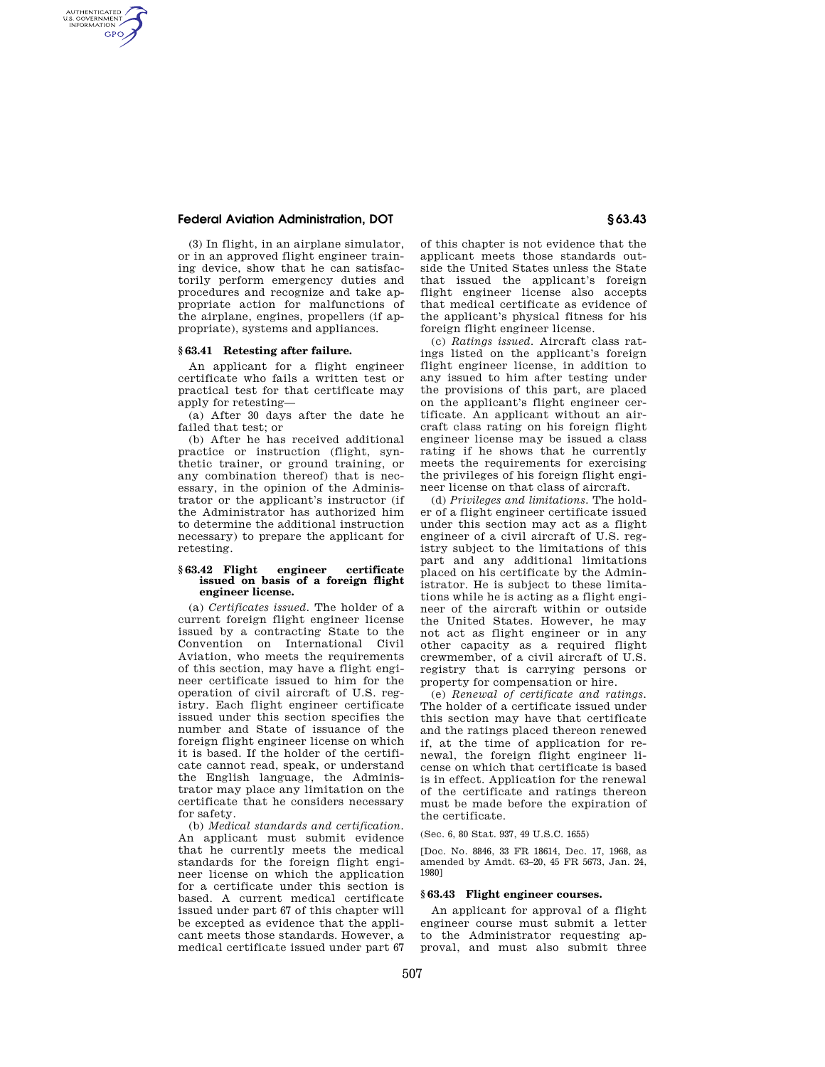(3) In flight, in an airplane simulator, or in an approved flight engineer training device, show that he can satisfactorily perform emergency duties and procedures and recognize and take appropriate action for malfunctions of the airplane, engines, propellers (if appropriate), systems and appliances.

### § 63.41 Retesting after failure.

An applicant for a flight engineer certificate who fails a written test or practical test for that certificate may apply for retesting—

(a) After 30 days after the date he failed that test; or

(b) After he has received additional practice or instruction (flight, synthetic trainer, or ground training, or any combination thereof) that is necessary, in the opinion of the Administrator or the applicant's instructor (if the Administrator has authorized him to determine the additional instruction necessary) to prepare the applicant for retesting.

### § 63.42 Flight engineer certificate issued on basis of a foreign flight engineer license.

(a) *Certificates issued.* The holder of a current foreign flight engineer license issued by a contracting State to the Convention on International Civil Aviation, who meets the requirements of this section, may have a flight engineer certificate issued to him for the operation of civil aircraft of U.S. registry. Each flight engineer certificate issued under this section specifies the number and State of issuance of the foreign flight engineer license on which it is based. If the holder of the certificate cannot read, speak, or understand the English language, the Administrator may place any limitation on the certificate that he considers necessary for safety.

(b) *Medical standards and certification.* An applicant must submit evidence that he currently meets the medical standards for the foreign flight engineer license on which the application for a certificate under this section is based. A current medical certificate issued under part 67 of this chapter will be excepted as evidence that the applicant meets those standards. However, a medical certificate issued under part 67 of this chapter is not evidence that the applicant meets those standards outside the United States unless the State that issued the applicant's foreign flight engineer license also accepts that medical certificate as evidence of the applicant's physical fitness for his foreign flight engineer license.

(c) *Ratings issued.* Aircraft class ratings listed on the applicant's foreign flight engineer license, in addition to any issued to him after testing under the provisions of this part, are placed on the applicant's flight engineer certificate. An applicant without an aircraft class rating on his foreign flight engineer license may be issued a class rating if he shows that he currently meets the requirements for exercising the privileges of his foreign flight engineer license on that class of aircraft.

(d) *Privileges and limitations.* The holder of a flight engineer certificate issued under this section may act as a flight engineer of a civil aircraft of U.S. registry subject to the limitations of this part and any additional limitations placed on his certificate by the Administrator. He is subject to these limitations while he is acting as a flight engineer of the aircraft within or outside the United States. However, he may not act as flight engineer or in any other capacity as a required flight crewmember, of a civil aircraft of U.S. registry that is carrying persons or property for compensation or hire.

(e) *Renewal of certificate and ratings.* The holder of a certificate issued under this section may have that certificate and the ratings placed thereon renewed if, at the time of application for renewal, the foreign flight engineer license on which that certificate is based is in effect. Application for the renewal of the certificate and ratings thereon must be made before the expiration of the certificate.

(Sec. 6, 80 Stat. 937, 49 U.S.C. 1655)

[Doc. No. 8846, 33 FR 18614, Dec. 17, 1968, as amended by Amdt. 63–20, 45 FR 5673, Jan. 24, 1980]

### § 63.43 Flight engineer courses.

An applicant for approval of a flight engineer course must submit a letter to the Administrator requesting approval, and must also submit three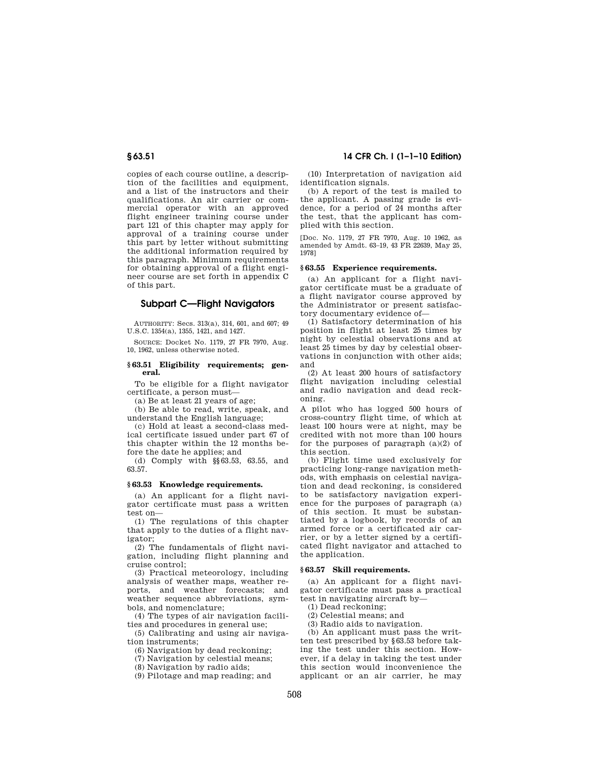copies of each course outline, a description of the facilities and equipment, and a list of the instructors and their qualifications. An air carrier or commercial operator with an approved flight engineer training course under part 121 of this chapter may apply for approval of a training course under this part by letter without submitting the additional information required by this paragraph. Minimum requirements for obtaining approval of a flight engineer course are set forth in appendix C of this part.

## Subpart C—Flight Navigators

AUTHORITY: Secs. 313(a), 314, 601, and 607; 49 U.S.C. 1354(a), 1355, 1421, and 1427.

SOURCE: Docket No. 1179, 27 FR 7970, Aug. 10, 1962, unless otherwise noted.

### § 63.51 Eligibility requirements; general.

To be eligible for a flight navigator certificate, a person must—

(a) Be at least 21 years of age;

(b) Be able to read, write, speak, and understand the English language;

(c) Hold at least a second-class medical certificate issued under part 67 of this chapter within the 12 months before the date he applies; and

(d) Comply with §§ 63.53, 63.55, and 63.57.

### § 63.53 Knowledge requirements.

(a) An applicant for a flight navigator certificate must pass a written test on—

(1) The regulations of this chapter that apply to the duties of a flight navigator;

(2) The fundamentals of flight navigation, including flight planning and cruise control;

(3) Practical meteorology, including analysis of weather maps, weather reports, and weather forecasts; and weather sequence abbreviations, symbols, and nomenclature;

(4) The types of air navigation facilities and procedures in general use;

(5) Calibrating and using air navigation instruments;

(6) Navigation by dead reckoning;

(7) Navigation by celestial means;

(8) Navigation by radio aids;

(9) Pilotage and map reading; and

(10) Interpretation of navigation aid identification signals.

(b) A report of the test is mailed to the applicant. A passing grade is evidence, for a period of 24 months after the test, that the applicant has complied with this section.

[Doc. No. 1179, 27 FR 7970, Aug. 10 1962, as amended by Amdt. 63–19, 43 FR 22639, May 25, 1978]

### § 63.55 Experience requirements.

(a) An applicant for a flight navigator certificate must be a graduate of a flight navigator course approved by the Administrator or present satisfactory documentary evidence of—

(1) Satisfactory determination of his position in flight at least 25 times by night by celestial observations and at least 25 times by day by celestial observations in conjunction with other aids; and

(2) At least 200 hours of satisfactory flight navigation including celestial and radio navigation and dead reckoning.

A pilot who has logged 500 hours of cross-country flight time, of which at least 100 hours were at night, may be credited with not more than 100 hours for the purposes of paragraph (a)(2) of this section.

(b) Flight time used exclusively for practicing long-range navigation methods, with emphasis on celestial navigation and dead reckoning, is considered to be satisfactory navigation experience for the purposes of paragraph (a) of this section. It must be substantiated by a logbook, by records of an armed force or a certificated air carrier, or by a letter signed by a certificated flight navigator and attached to the application.

### § 63.57 Skill requirements.

(a) An applicant for a flight navigator certificate must pass a practical test in navigating aircraft by—

(1) Dead reckoning;

(2) Celestial means; and

(3) Radio aids to navigation.

(b) An applicant must pass the written test prescribed by § 63.53 before taking the test under this section. However, if a delay in taking the test under this section would inconvenience the applicant or an air carrier, he may